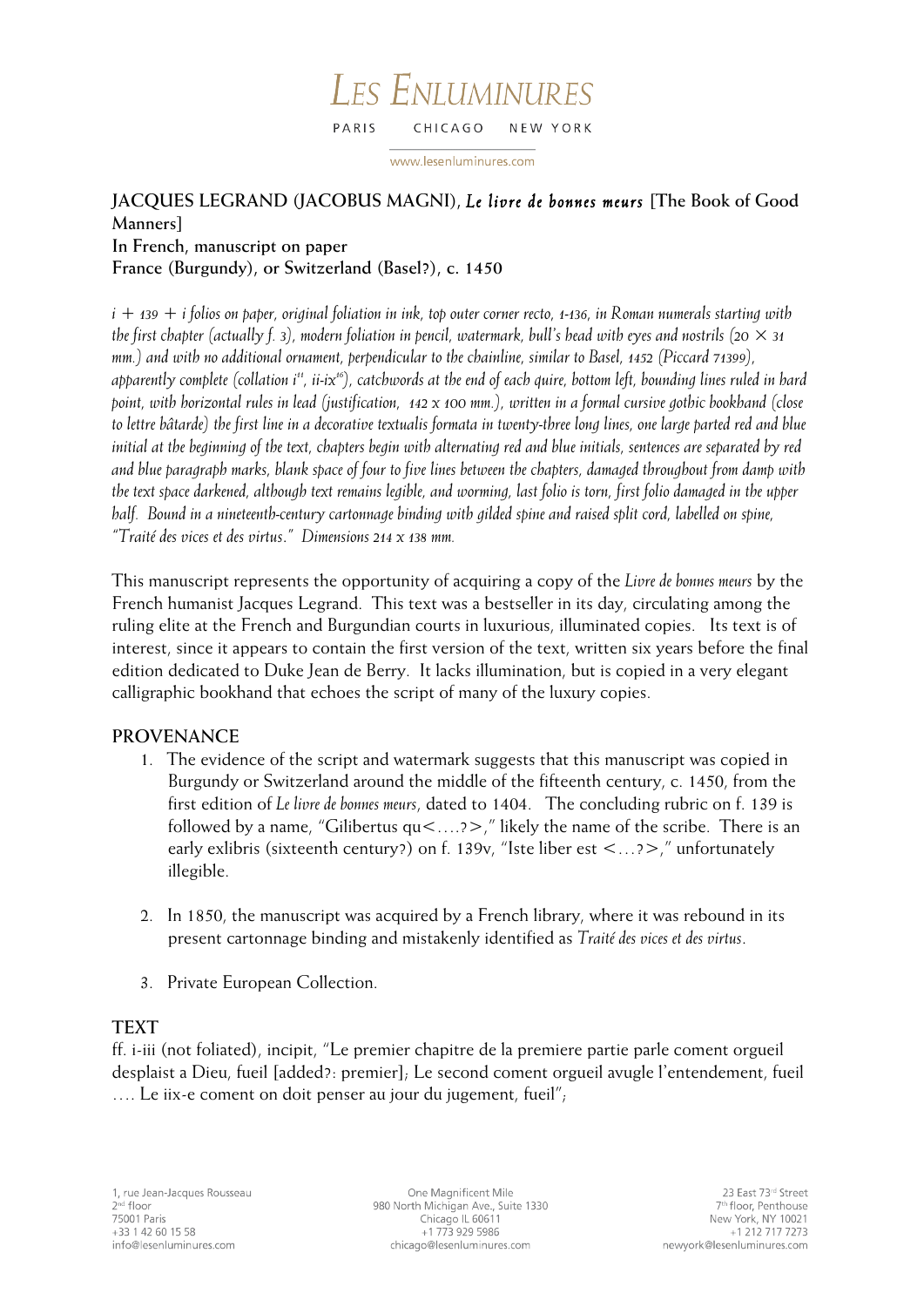**JACQUES LEGRAND (JACOBUS MAGNI),** ***Le livre de bonnes meurs*** **[The Book of Good Manners]**
**In French, manuscript on paper**
**France (Burgundy), or Switzerland (Basel?), c. 1450**

*i + 139 + i folios on paper, original foliation in ink, top outer corner recto, 1-136, in Roman numerals starting with the first chapter (actually f. 3), modern foliation in pencil, watermark, bull's head with eyes and nostrils (20 × 31 mm.) and with no additional ornament, perpendicular to the chainline, similar to Basel, 1452 (Piccard 71399), apparently complete (collation i*[14]*, ii-ix*[16]*), catchwords at the end of each quire, bottom left, bounding lines ruled in hard point, with horizontal rules in lead (justification, 142 x 100 mm.), written in a formal cursive gothic bookhand (close to lettre bâtarde) the first line in a decorative textualis formata in twenty-three long lines, one large parted red and blue initial at the beginning of the text, chapters begin with alternating red and blue initials, sentences are separated by red and blue paragraph marks, blank space of four to five lines between the chapters, damaged throughout from damp with the text space darkened, although text remains legible, and worming, last folio is torn, first folio damaged in the upper half. Bound in a nineteenth-century cartonnage binding with gilded spine and raised split cord, labelled on spine, "Traité des vices et des virtus." Dimensions 214 x 138 mm.*

This manuscript represents the opportunity of acquiring a copy of the *Livre de bonnes meurs* by the French humanist Jacques Legrand. This text was a bestseller in its day, circulating among the ruling elite at the French and Burgundian courts in luxurious, illuminated copies. Its text is of interest, since it appears to contain the first version of the text, written six years before the final edition dedicated to Duke Jean de Berry. It lacks illumination, but is copied in a very elegant calligraphic bookhand that echoes the script of many of the luxury copies.

## PROVENANCE

1. The evidence of the script and watermark suggests that this manuscript was copied in Burgundy or Switzerland around the middle of the fifteenth century, c. 1450, from the first edition of *Le livre de bonnes meurs*, dated to 1404. The concluding rubric on f. 139 is followed by a name, "Gilibertus qu<....?>," likely the name of the scribe. There is an early exlibris (sixteenth century?) on f. 139v, "Iste liber est <...?>," unfortunately illegible.

2. In 1850, the manuscript was acquired by a French library, where it was rebound in its present cartonnage binding and mistakenly identified as *Traité des vices et des virtus*.

3. Private European Collection.

## TEXT

ff. i-iii (not foliated), incipit, "Le premier chapitre de la premiere partie parle coment orgueil desplaist a Dieu, fueil [added?: premier]; Le second coment orgueil avugle l'entendement, fueil .... Le iix-e coment on doit penser au jour du jugement, fueil";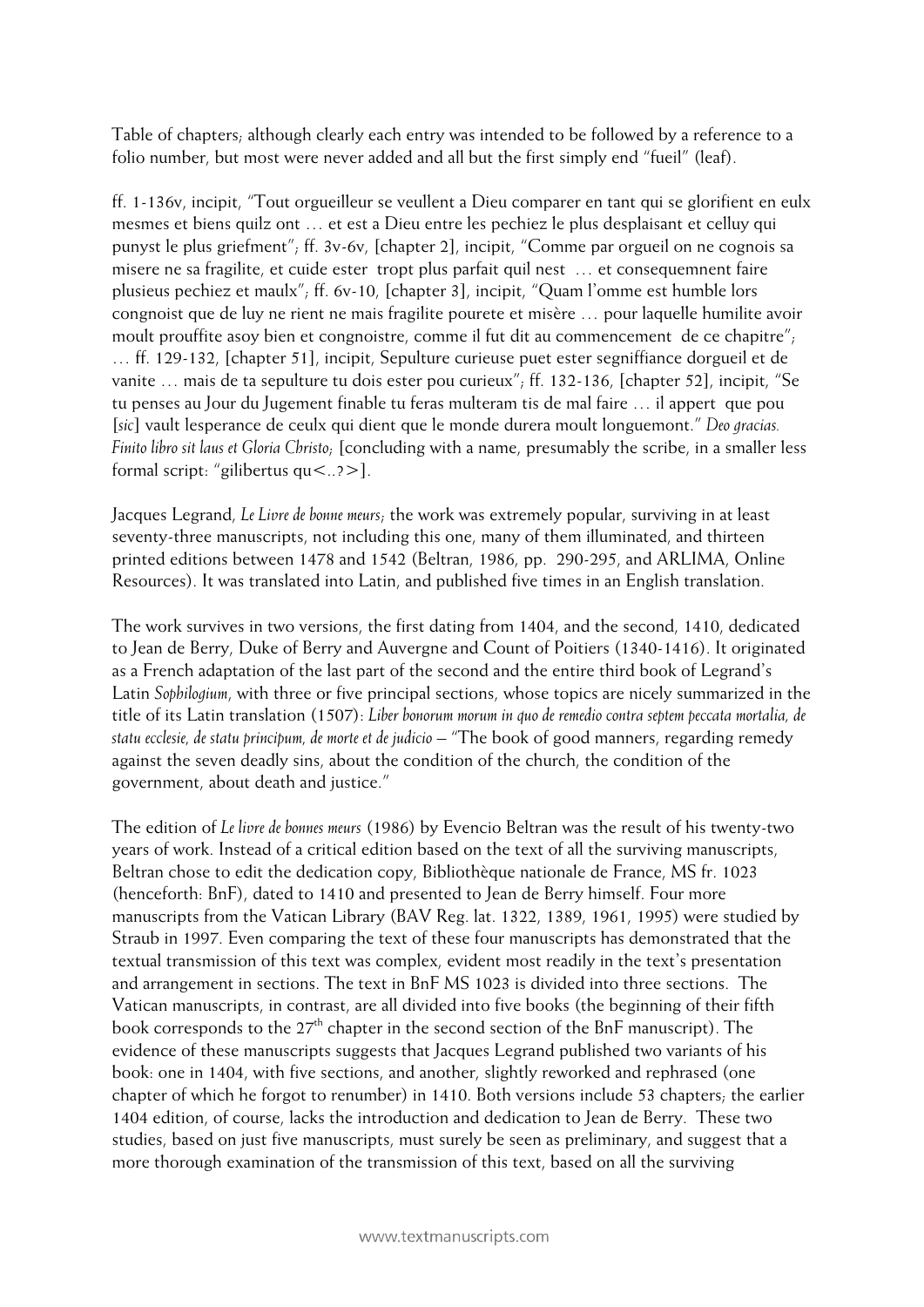Table of chapters; although clearly each entry was intended to be followed by a reference to a folio number, but most were never added and all but the first simply end "fueil" (leaf).

ff. 1-136v, incipit, "Tout orgueilleur se veullent a Dieu comparer en tant qui se glorifient en eulx mesmes et biens quilz ont … et est a Dieu entre les pechiez le plus desplaisant et celluy qui punyst le plus griefment"; ff. 3v-6v, [chapter 2], incipit, "Comme par orgueil on ne cognois sa misere ne sa fragilite, et cuide ester tropt plus parfait quil nest … et consequemnent faire plusieus pechiez et maulx"; ff. 6v-10, [chapter 3], incipit, "Quam l'omme est humble lors congnoist que de luy ne rient ne mais fragilite pourete et misère … pour laquelle humilite avoir moult prouffite asoy bien et congnoistre, comme il fut dit au commencement de ce chapitre"; … ff. 129-132, [chapter 51], incipit, Sepulture curieuse puet ester segniffiance dorgueil et de vanite … mais de ta sepulture tu dois ester pou curieux"; ff. 132-136, [chapter 52], incipit, "Se tu penses au Jour du Jugement finable tu feras multeram tis de mal faire … il appert que pou [*sic*] vault lesperance de ceulx qui dient que le monde durera moult longuemont." *Deo gracias. Finito libro sit laus et Gloria Christo*; [concluding with a name, presumably the scribe, in a smaller less formal script: "gilibertus qu<..?>].

Jacques Legrand, *Le Livre de bonne meurs*; the work was extremely popular, surviving in at least seventy-three manuscripts, not including this one, many of them illuminated, and thirteen printed editions between 1478 and 1542 (Beltran, 1986, pp. 290-295, and ARLIMA, Online Resources). It was translated into Latin, and published five times in an English translation.

The work survives in two versions, the first dating from 1404, and the second, 1410, dedicated to Jean de Berry, Duke of Berry and Auvergne and Count of Poitiers (1340-1416). It originated as a French adaptation of the last part of the second and the entire third book of Legrand's Latin *Sophilogium*, with three or five principal sections, whose topics are nicely summarized in the title of its Latin translation (1507): *Liber bonorum morum in quo de remedio contra septem peccata mortalia, de statu ecclesie, de statu principum, de morte et de judicio* – "The book of good manners, regarding remedy against the seven deadly sins, about the condition of the church, the condition of the government, about death and justice."

The edition of *Le livre de bonnes meurs* (1986) by Evencio Beltran was the result of his twenty-two years of work. Instead of a critical edition based on the text of all the surviving manuscripts, Beltran chose to edit the dedication copy, Bibliothèque nationale de France, MS fr. 1023 (henceforth: BnF), dated to 1410 and presented to Jean de Berry himself. Four more manuscripts from the Vatican Library (BAV Reg. lat. 1322, 1389, 1961, 1995) were studied by Straub in 1997. Even comparing the text of these four manuscripts has demonstrated that the textual transmission of this text was complex, evident most readily in the text's presentation and arrangement in sections. The text in BnF MS 1023 is divided into three sections. The Vatican manuscripts, in contrast, are all divided into five books (the beginning of their fifth book corresponds to the 27th chapter in the second section of the BnF manuscript). The evidence of these manuscripts suggests that Jacques Legrand published two variants of his book: one in 1404, with five sections, and another, slightly reworked and rephrased (one chapter of which he forgot to renumber) in 1410. Both versions include 53 chapters; the earlier 1404 edition, of course, lacks the introduction and dedication to Jean de Berry. These two studies, based on just five manuscripts, must surely be seen as preliminary, and suggest that a more thorough examination of the transmission of this text, based on all the surviving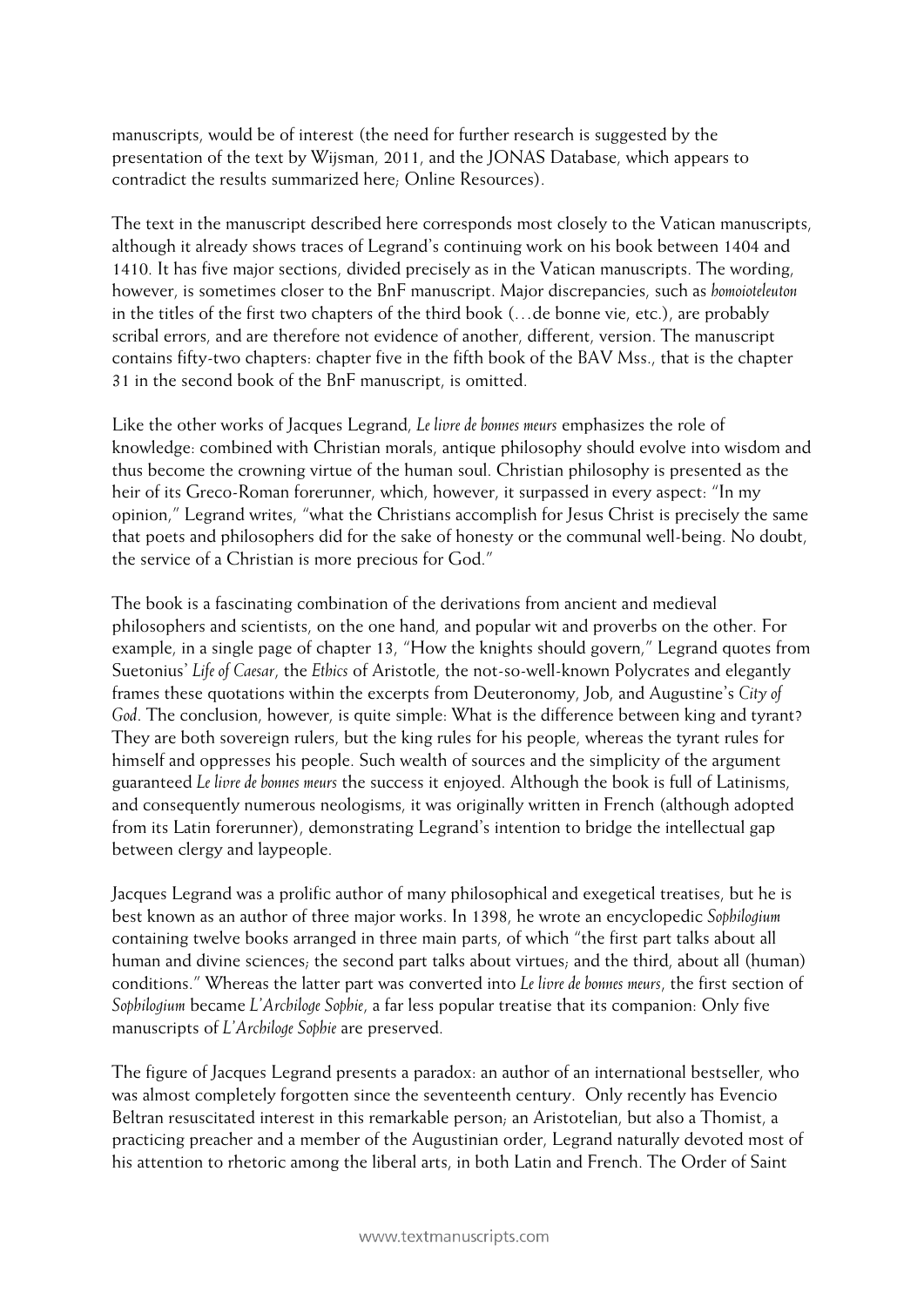manuscripts, would be of interest (the need for further research is suggested by the presentation of the text by Wijsman, 2011, and the JONAS Database, which appears to contradict the results summarized here; Online Resources).

The text in the manuscript described here corresponds most closely to the Vatican manuscripts, although it already shows traces of Legrand's continuing work on his book between 1404 and 1410. It has five major sections, divided precisely as in the Vatican manuscripts. The wording, however, is sometimes closer to the BnF manuscript. Major discrepancies, such as *homoioteleuton* in the titles of the first two chapters of the third book (…de bonne vie, etc.), are probably scribal errors, and are therefore not evidence of another, different, version. The manuscript contains fifty-two chapters: chapter five in the fifth book of the BAV Mss., that is the chapter 31 in the second book of the BnF manuscript, is omitted.

Like the other works of Jacques Legrand, *Le livre de bonnes meurs* emphasizes the role of knowledge: combined with Christian morals, antique philosophy should evolve into wisdom and thus become the crowning virtue of the human soul. Christian philosophy is presented as the heir of its Greco-Roman forerunner, which, however, it surpassed in every aspect: "In my opinion," Legrand writes, "what the Christians accomplish for Jesus Christ is precisely the same that poets and philosophers did for the sake of honesty or the communal well-being. No doubt, the service of a Christian is more precious for God."

The book is a fascinating combination of the derivations from ancient and medieval philosophers and scientists, on the one hand, and popular wit and proverbs on the other. For example, in a single page of chapter 13, "How the knights should govern," Legrand quotes from Suetonius' *Life of Caesar*, the *Ethics* of Aristotle, the not-so-well-known Polycrates and elegantly frames these quotations within the excerpts from Deuteronomy, Job, and Augustine's *City of God*. The conclusion, however, is quite simple: What is the difference between king and tyrant? They are both sovereign rulers, but the king rules for his people, whereas the tyrant rules for himself and oppresses his people. Such wealth of sources and the simplicity of the argument guaranteed *Le livre de bonnes meurs* the success it enjoyed. Although the book is full of Latinisms, and consequently numerous neologisms, it was originally written in French (although adopted from its Latin forerunner), demonstrating Legrand's intention to bridge the intellectual gap between clergy and laypeople.

Jacques Legrand was a prolific author of many philosophical and exegetical treatises, but he is best known as an author of three major works. In 1398, he wrote an encyclopedic *Sophilogium* containing twelve books arranged in three main parts, of which "the first part talks about all human and divine sciences; the second part talks about virtues; and the third, about all (human) conditions." Whereas the latter part was converted into *Le livre de bonnes meurs*, the first section of *Sophilogium* became *L'Archiloge Sophie*, a far less popular treatise that its companion: Only five manuscripts of *L'Archiloge Sophie* are preserved.

The figure of Jacques Legrand presents a paradox: an author of an international bestseller, who was almost completely forgotten since the seventeenth century. Only recently has Evencio Beltran resuscitated interest in this remarkable person; an Aristotelian, but also a Thomist, a practicing preacher and a member of the Augustinian order, Legrand naturally devoted most of his attention to rhetoric among the liberal arts, in both Latin and French. The Order of Saint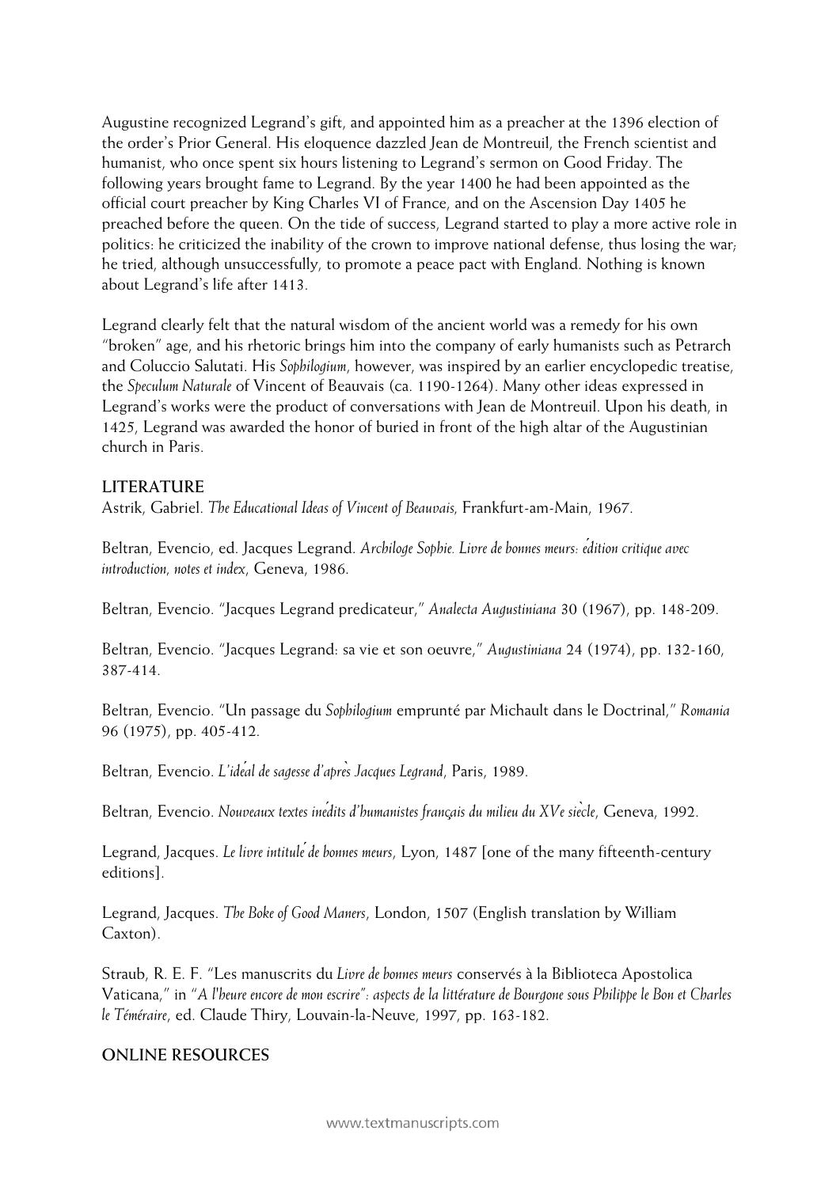Augustine recognized Legrand's gift, and appointed him as a preacher at the 1396 election of the order's Prior General. His eloquence dazzled Jean de Montreuil, the French scientist and humanist, who once spent six hours listening to Legrand's sermon on Good Friday. The following years brought fame to Legrand. By the year 1400 he had been appointed as the official court preacher by King Charles VI of France, and on the Ascension Day 1405 he preached before the queen. On the tide of success, Legrand started to play a more active role in politics: he criticized the inability of the crown to improve national defense, thus losing the war; he tried, although unsuccessfully, to promote a peace pact with England. Nothing is known about Legrand's life after 1413.

Legrand clearly felt that the natural wisdom of the ancient world was a remedy for his own "broken" age, and his rhetoric brings him into the company of early humanists such as Petrarch and Coluccio Salutati. His *Sophilogium*, however, was inspired by an earlier encyclopedic treatise, the *Speculum Naturale* of Vincent of Beauvais (ca. 1190-1264). Many other ideas expressed in Legrand's works were the product of conversations with Jean de Montreuil. Upon his death, in 1425, Legrand was awarded the honor of buried in front of the high altar of the Augustinian church in Paris.

## LITERATURE

Astrik, Gabriel. *The Educational Ideas of Vincent of Beauvais,* Frankfurt-am-Main, 1967.

Beltran, Evencio, ed. Jacques Legrand. *Archiloge Sophie. Livre de bonnes meurs: édition critique avec introduction, notes et index*, Geneva, 1986.

Beltran, Evencio. "Jacques Legrand predicateur," *Analecta Augustiniana* 30 (1967), pp. 148-209.

Beltran, Evencio. "Jacques Legrand: sa vie et son oeuvre," *Augustiniana* 24 (1974), pp. 132-160, 387-414.

Beltran, Evencio. "Un passage du *Sophilogium* emprunté par Michault dans le Doctrinal," *Romania* 96 (1975), pp. 405-412.

Beltran, Evencio. *L'idéal de sagesse d'après Jacques Legrand*, Paris, 1989.

Beltran, Evencio. *Nouveaux textes inédits d'humanistes français du milieu du XVe siècle*, Geneva, 1992.

Legrand, Jacques. *Le livre intitulé de bonnes meurs*, Lyon, 1487 [one of the many fifteenth-century editions].

Legrand, Jacques. *The Boke of Good Maners*, London, 1507 (English translation by William Caxton).

Straub, R. E. F. "Les manuscrits du *Livre de bonnes meurs* conservés à la Biblioteca Apostolica Vaticana," in *"A l'heure encore de mon escrire": aspects de la littérature de Bourgone sous Philippe le Bon et Charles le Téméraire*, ed. Claude Thiry, Louvain-la-Neuve, 1997, pp. 163-182.

## ONLINE RESOURCES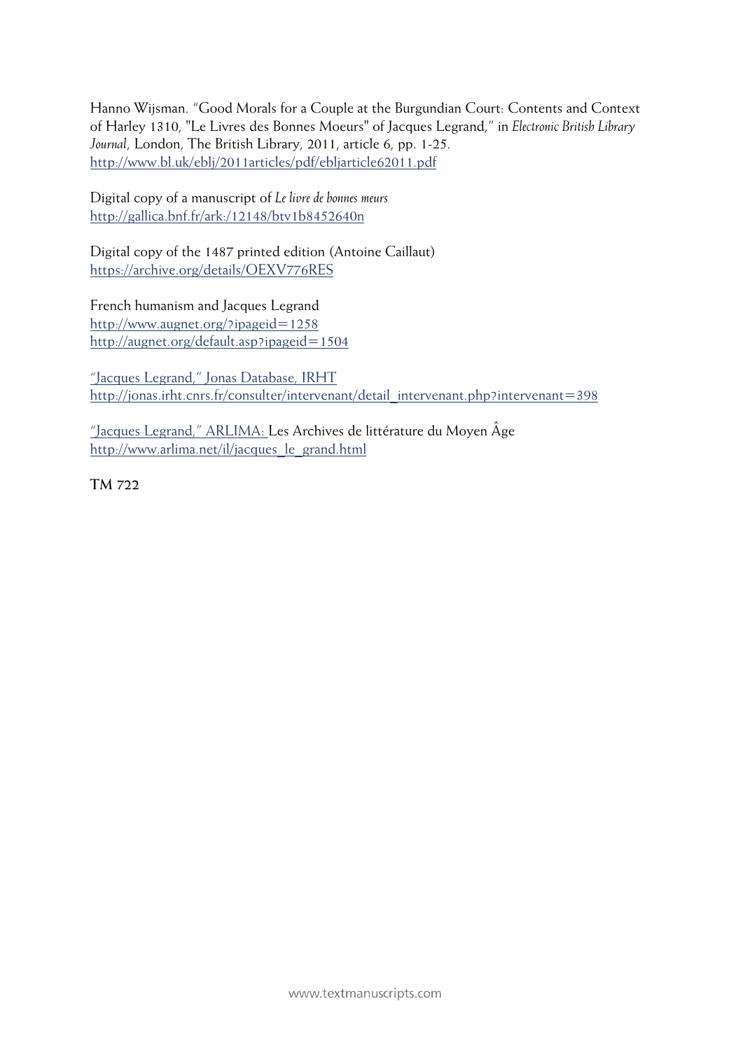Hanno Wijsman. "Good Morals for a Couple at the Burgundian Court: Contents and Context of Harley 1310, "Le Livres des Bonnes Moeurs" of Jacques Legrand," in *Electronic British Library Journal*, London, The British Library, 2011, article 6, pp. 1-25.
http://www.bl.uk/eblj/2011articles/pdf/ebljarticle62011.pdf

Digital copy of a manuscript of *Le livre de bonnes meurs*
http://gallica.bnf.fr/ark:/12148/btv1b8452640n

Digital copy of the 1487 printed edition (Antoine Caillaut)
https://archive.org/details/OEXV776RES

French humanism and Jacques Legrand
http://www.augnet.org/?ipageid=1258
http://augnet.org/default.asp?ipageid=1504

"Jacques Legrand," Jonas Database, IRHT
http://jonas.irht.cnrs.fr/consulter/intervenant/detail_intervenant.php?intervenant=398

"Jacques Legrand," ARLIMA: Les Archives de littérature du Moyen Âge
http://www.arlima.net/il/jacques_le_grand.html

**TM 722**